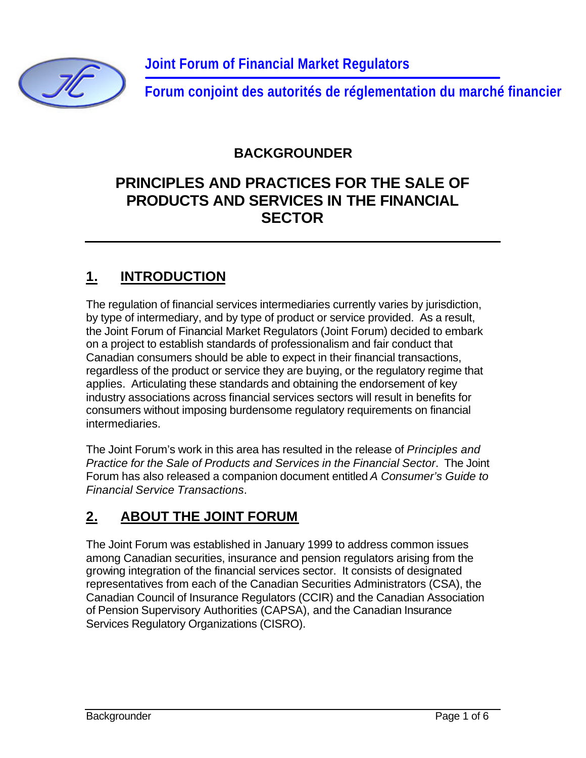**Joint Forum of Financial Market Regulators**

**Forum conjoint des autorités de réglementation du marché financier**

# BACKGROUNDER

# PRINCIPLES AND PRACTICES FOR THE SALE OF PRODUCTS AND SERVICES IN THE FINANCIAL SECTOR

## 1. INTRODUCTION

The regulation of financial services intermediaries currently varies by jurisdiction, by type of intermediary, and by type of product or service provided. As a result, the Joint Forum of Financial Market Regulators (Joint Forum) decided to embark on a project to establish standards of professionalism and fair conduct that Canadian consumers should be able to expect in their financial transactions, regardless of the product or service they are buying, or the regulatory regime that applies. Articulating these standards and obtaining the endorsement of key industry associations across financial services sectors will result in benefits for consumers without imposing burdensome regulatory requirements on financial intermediaries.

The Joint Forum's work in this area has resulted in the release of *Principles and Practice for the Sale of Products and Services in the Financial Sector*. The Joint Forum has also released a companion document entitled *A Consumer's Guide to Financial Service Transactions*.

## 2. ABOUT THE JOINT FORUM

The Joint Forum was established in January 1999 to address common issues among Canadian securities, insurance and pension regulators arising from the growing integration of the financial services sector. It consists of designated representatives from each of the Canadian Securities Administrators (CSA), the Canadian Council of Insurance Regulators (CCIR) and the Canadian Association of Pension Supervisory Authorities (CAPSA), and the Canadian Insurance Services Regulatory Organizations (CISRO).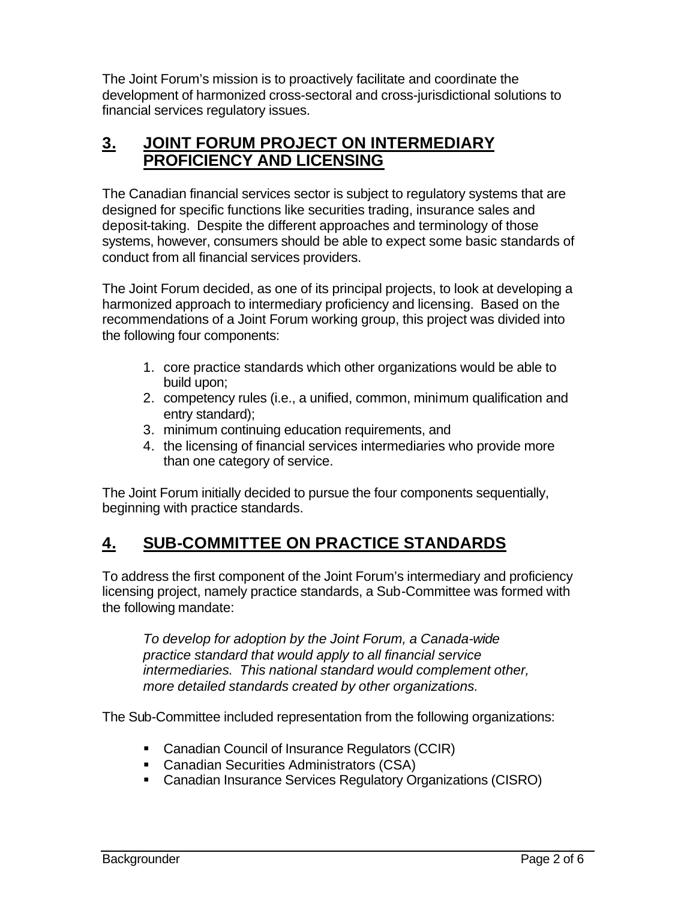The Joint Forum's mission is to proactively facilitate and coordinate the development of harmonized cross-sectoral and cross-jurisdictional solutions to financial services regulatory issues.

## 3. JOINT FORUM PROJECT ON INTERMEDIARY PROFICIENCY AND LICENSING

The Canadian financial services sector is subject to regulatory systems that are designed for specific functions like securities trading, insurance sales and deposit-taking. Despite the different approaches and terminology of those systems, however, consumers should be able to expect some basic standards of conduct from all financial services providers.

The Joint Forum decided, as one of its principal projects, to look at developing a harmonized approach to intermediary proficiency and licensing. Based on the recommendations of a Joint Forum working group, this project was divided into the following four components:

1. core practice standards which other organizations would be able to build upon;
2. competency rules (i.e., a unified, common, minimum qualification and entry standard);
3. minimum continuing education requirements, and
4. the licensing of financial services intermediaries who provide more than one category of service.

The Joint Forum initially decided to pursue the four components sequentially, beginning with practice standards.

## 4. SUB-COMMITTEE ON PRACTICE STANDARDS

To address the first component of the Joint Forum's intermediary and proficiency licensing project, namely practice standards, a Sub-Committee was formed with the following mandate:

> *To develop for adoption by the Joint Forum, a Canada-wide practice standard that would apply to all financial service intermediaries. This national standard would complement other, more detailed standards created by other organizations.*

The Sub-Committee included representation from the following organizations:

- Canadian Council of Insurance Regulators (CCIR)
- Canadian Securities Administrators (CSA)
- Canadian Insurance Services Regulatory Organizations (CISRO)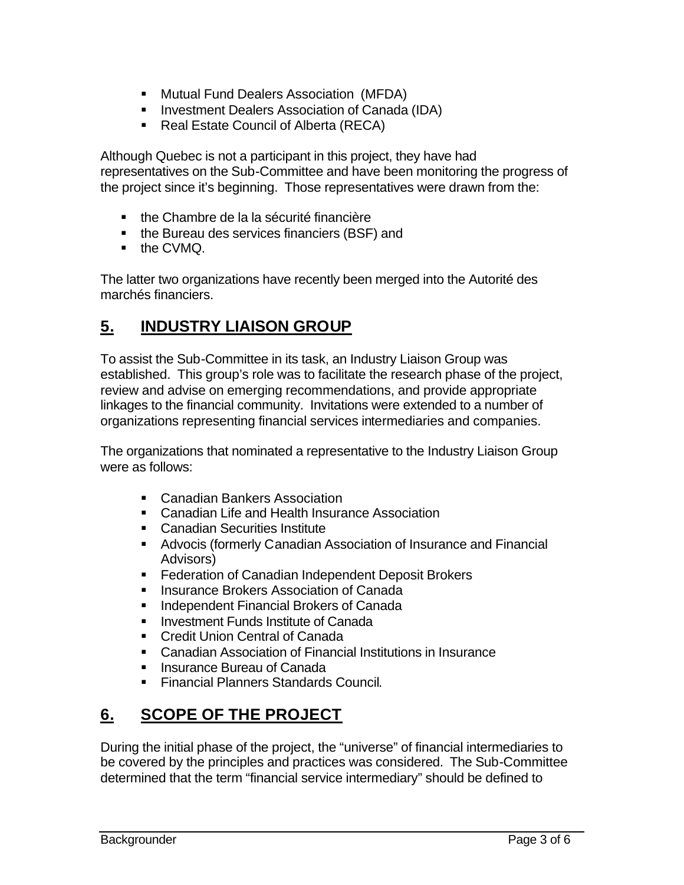- Mutual Fund Dealers Association (MFDA)
- Investment Dealers Association of Canada (IDA)
- Real Estate Council of Alberta (RECA)

Although Quebec is not a participant in this project, they have had representatives on the Sub-Committee and have been monitoring the progress of the project since it's beginning. Those representatives were drawn from the:

- the Chambre de la la sécurité financière
- the Bureau des services financiers (BSF) and
- the CVMQ.

The latter two organizations have recently been merged into the Autorité des marchés financiers.

## 5. INDUSTRY LIAISON GROUP

To assist the Sub-Committee in its task, an Industry Liaison Group was established. This group's role was to facilitate the research phase of the project, review and advise on emerging recommendations, and provide appropriate linkages to the financial community. Invitations were extended to a number of organizations representing financial services intermediaries and companies.

The organizations that nominated a representative to the Industry Liaison Group were as follows:

- Canadian Bankers Association
- Canadian Life and Health Insurance Association
- Canadian Securities Institute
- Advocis (formerly Canadian Association of Insurance and Financial Advisors)
- Federation of Canadian Independent Deposit Brokers
- Insurance Brokers Association of Canada
- Independent Financial Brokers of Canada
- Investment Funds Institute of Canada
- Credit Union Central of Canada
- Canadian Association of Financial Institutions in Insurance
- Insurance Bureau of Canada
- Financial Planners Standards Council.

## 6. SCOPE OF THE PROJECT

During the initial phase of the project, the "universe" of financial intermediaries to be covered by the principles and practices was considered. The Sub-Committee determined that the term "financial service intermediary" should be defined to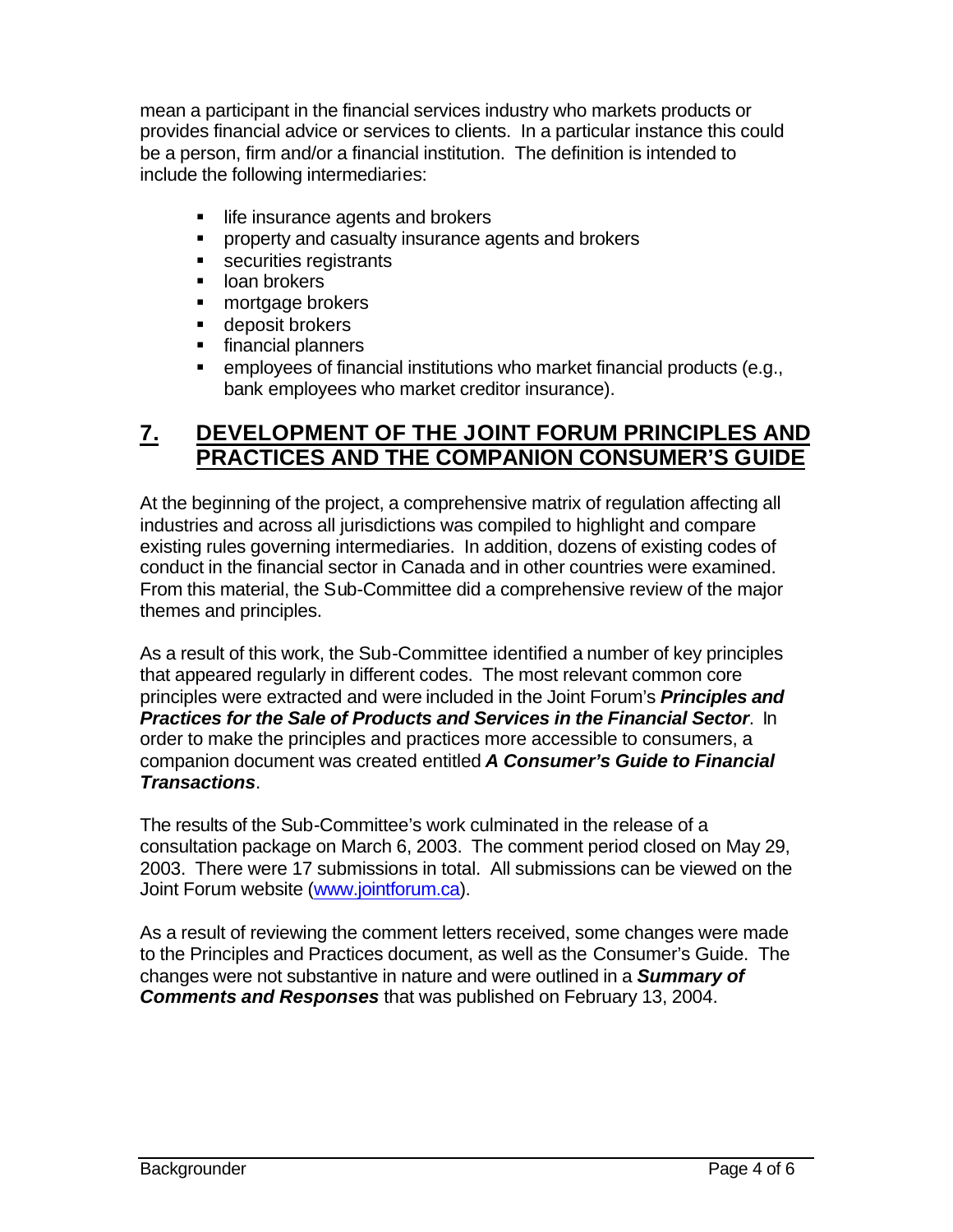mean a participant in the financial services industry who markets products or provides financial advice or services to clients. In a particular instance this could be a person, firm and/or a financial institution. The definition is intended to include the following intermediaries:

- life insurance agents and brokers
- property and casualty insurance agents and brokers
- securities registrants
- loan brokers
- mortgage brokers
- deposit brokers
- financial planners
- employees of financial institutions who market financial products (e.g., bank employees who market creditor insurance).

## 7. DEVELOPMENT OF THE JOINT FORUM PRINCIPLES AND PRACTICES AND THE COMPANION CONSUMER'S GUIDE

At the beginning of the project, a comprehensive matrix of regulation affecting all industries and across all jurisdictions was compiled to highlight and compare existing rules governing intermediaries. In addition, dozens of existing codes of conduct in the financial sector in Canada and in other countries were examined. From this material, the Sub-Committee did a comprehensive review of the major themes and principles.

As a result of this work, the Sub-Committee identified a number of key principles that appeared regularly in different codes. The most relevant common core principles were extracted and were included in the Joint Forum's ***Principles and Practices for the Sale of Products and Services in the Financial Sector***. In order to make the principles and practices more accessible to consumers, a companion document was created entitled ***A Consumer's Guide to Financial Transactions***.

The results of the Sub-Committee's work culminated in the release of a consultation package on March 6, 2003. The comment period closed on May 29, 2003. There were 17 submissions in total. All submissions can be viewed on the Joint Forum website (www.jointforum.ca).

As a result of reviewing the comment letters received, some changes were made to the Principles and Practices document, as well as the Consumer's Guide. The changes were not substantive in nature and were outlined in a ***Summary of Comments and Responses*** that was published on February 13, 2004.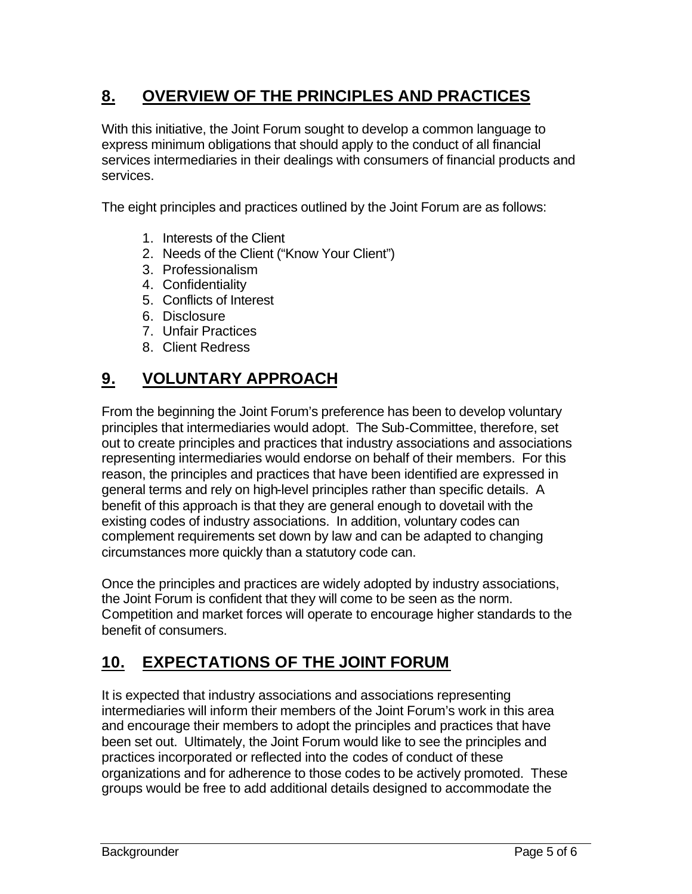## 8. OVERVIEW OF THE PRINCIPLES AND PRACTICES

With this initiative, the Joint Forum sought to develop a common language to express minimum obligations that should apply to the conduct of all financial services intermediaries in their dealings with consumers of financial products and services.

The eight principles and practices outlined by the Joint Forum are as follows:

1. Interests of the Client
2. Needs of the Client ("Know Your Client")
3. Professionalism
4. Confidentiality
5. Conflicts of Interest
6. Disclosure
7. Unfair Practices
8. Client Redress

## 9. VOLUNTARY APPROACH

From the beginning the Joint Forum's preference has been to develop voluntary principles that intermediaries would adopt. The Sub-Committee, therefore, set out to create principles and practices that industry associations and associations representing intermediaries would endorse on behalf of their members. For this reason, the principles and practices that have been identified are expressed in general terms and rely on high-level principles rather than specific details. A benefit of this approach is that they are general enough to dovetail with the existing codes of industry associations. In addition, voluntary codes can complement requirements set down by law and can be adapted to changing circumstances more quickly than a statutory code can.

Once the principles and practices are widely adopted by industry associations, the Joint Forum is confident that they will come to be seen as the norm. Competition and market forces will operate to encourage higher standards to the benefit of consumers.

## 10. EXPECTATIONS OF THE JOINT FORUM

It is expected that industry associations and associations representing intermediaries will inform their members of the Joint Forum's work in this area and encourage their members to adopt the principles and practices that have been set out. Ultimately, the Joint Forum would like to see the principles and practices incorporated or reflected into the codes of conduct of these organizations and for adherence to those codes to be actively promoted. These groups would be free to add additional details designed to accommodate the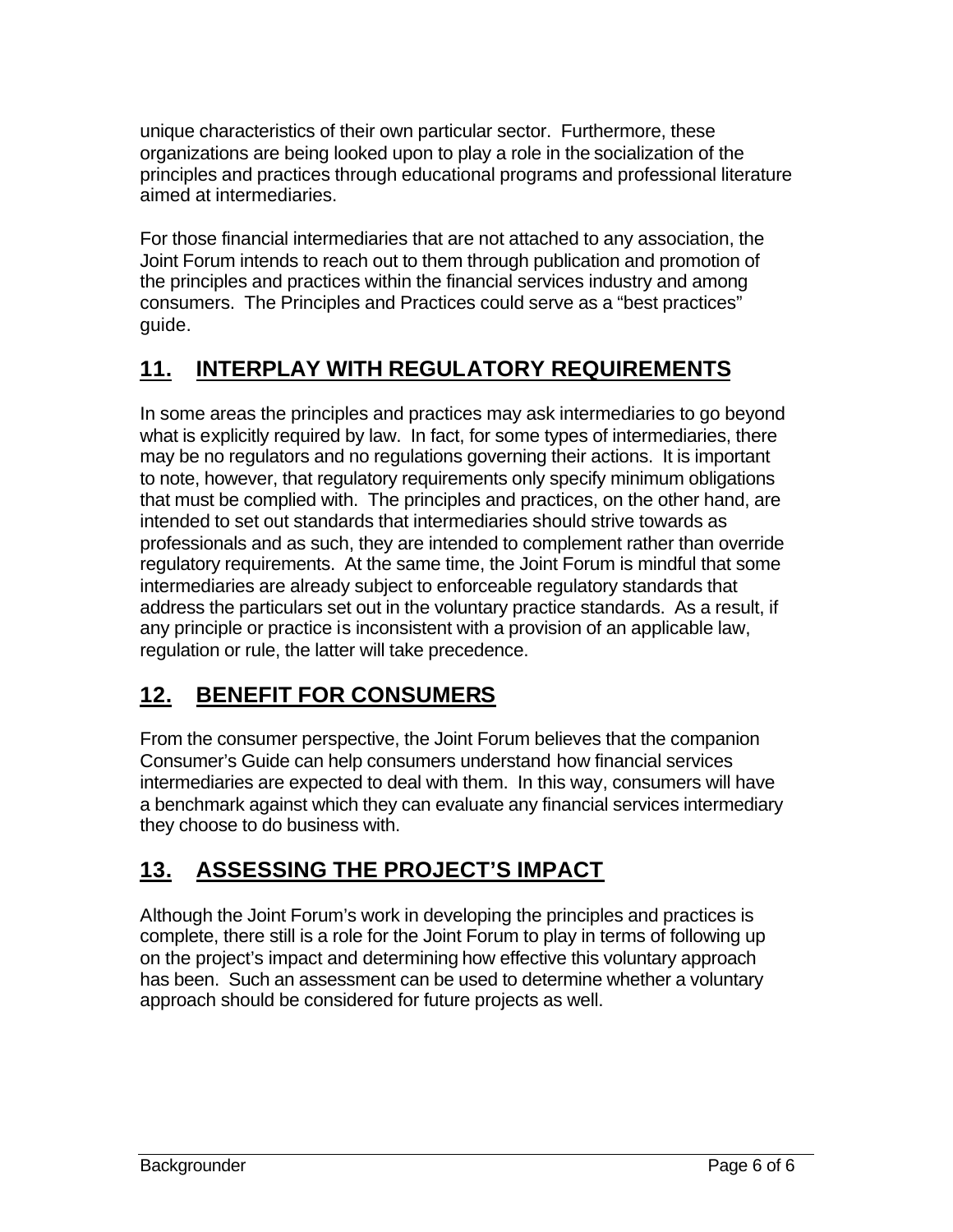unique characteristics of their own particular sector. Furthermore, these organizations are being looked upon to play a role in the socialization of the principles and practices through educational programs and professional literature aimed at intermediaries.

For those financial intermediaries that are not attached to any association, the Joint Forum intends to reach out to them through publication and promotion of the principles and practices within the financial services industry and among consumers. The Principles and Practices could serve as a "best practices" guide.

## 11. INTERPLAY WITH REGULATORY REQUIREMENTS

In some areas the principles and practices may ask intermediaries to go beyond what is explicitly required by law. In fact, for some types of intermediaries, there may be no regulators and no regulations governing their actions. It is important to note, however, that regulatory requirements only specify minimum obligations that must be complied with. The principles and practices, on the other hand, are intended to set out standards that intermediaries should strive towards as professionals and as such, they are intended to complement rather than override regulatory requirements. At the same time, the Joint Forum is mindful that some intermediaries are already subject to enforceable regulatory standards that address the particulars set out in the voluntary practice standards. As a result, if any principle or practice is inconsistent with a provision of an applicable law, regulation or rule, the latter will take precedence.

## 12. BENEFIT FOR CONSUMERS

From the consumer perspective, the Joint Forum believes that the companion Consumer's Guide can help consumers understand how financial services intermediaries are expected to deal with them. In this way, consumers will have a benchmark against which they can evaluate any financial services intermediary they choose to do business with.

## 13. ASSESSING THE PROJECT'S IMPACT

Although the Joint Forum's work in developing the principles and practices is complete, there still is a role for the Joint Forum to play in terms of following up on the project's impact and determining how effective this voluntary approach has been. Such an assessment can be used to determine whether a voluntary approach should be considered for future projects as well.